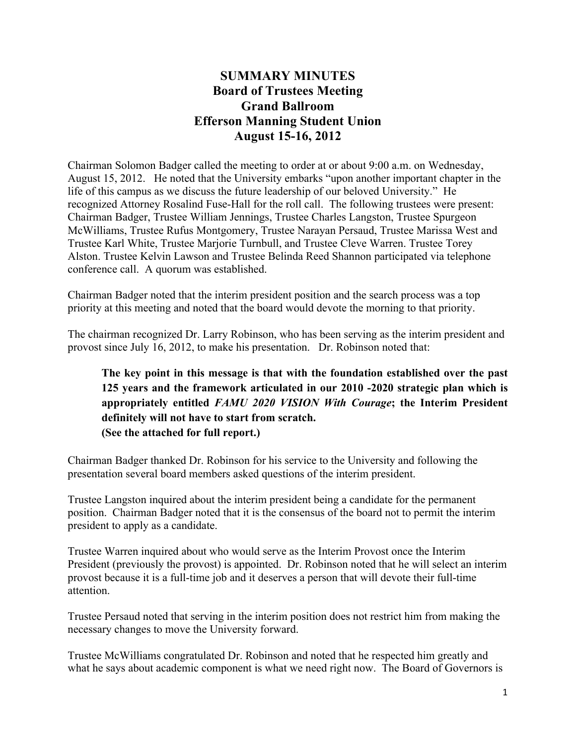# SUMMARY MINUTES
## Board of Trustees Meeting
## Grand Ballroom
## Efferson Manning Student Union
## August 15-16, 2012

Chairman Solomon Badger called the meeting to order at or about 9:00 a.m. on Wednesday, August 15, 2012. He noted that the University embarks "upon another important chapter in the life of this campus as we discuss the future leadership of our beloved University." He recognized Attorney Rosalind Fuse-Hall for the roll call. The following trustees were present: Chairman Badger, Trustee William Jennings, Trustee Charles Langston, Trustee Spurgeon McWilliams, Trustee Rufus Montgomery, Trustee Narayan Persaud, Trustee Marissa West and Trustee Karl White, Trustee Marjorie Turnbull, and Trustee Cleve Warren. Trustee Torey Alston. Trustee Kelvin Lawson and Trustee Belinda Reed Shannon participated via telephone conference call. A quorum was established.

Chairman Badger noted that the interim president position and the search process was a top priority at this meeting and noted that the board would devote the morning to that priority.

The chairman recognized Dr. Larry Robinson, who has been serving as the interim president and provost since July 16, 2012, to make his presentation. Dr. Robinson noted that:

> **The key point in this message is that with the foundation established over the past 125 years and the framework articulated in our 2010 -2020 strategic plan which is appropriately entitled *FAMU 2020 VISION With Courage*; the Interim President definitely will not have to start from scratch.**
> **(See the attached for full report.)**

Chairman Badger thanked Dr. Robinson for his service to the University and following the presentation several board members asked questions of the interim president.

Trustee Langston inquired about the interim president being a candidate for the permanent position. Chairman Badger noted that it is the consensus of the board not to permit the interim president to apply as a candidate.

Trustee Warren inquired about who would serve as the Interim Provost once the Interim President (previously the provost) is appointed. Dr. Robinson noted that he will select an interim provost because it is a full-time job and it deserves a person that will devote their full-time attention.

Trustee Persaud noted that serving in the interim position does not restrict him from making the necessary changes to move the University forward.

Trustee McWilliams congratulated Dr. Robinson and noted that he respected him greatly and what he says about academic component is what we need right now. The Board of Governors is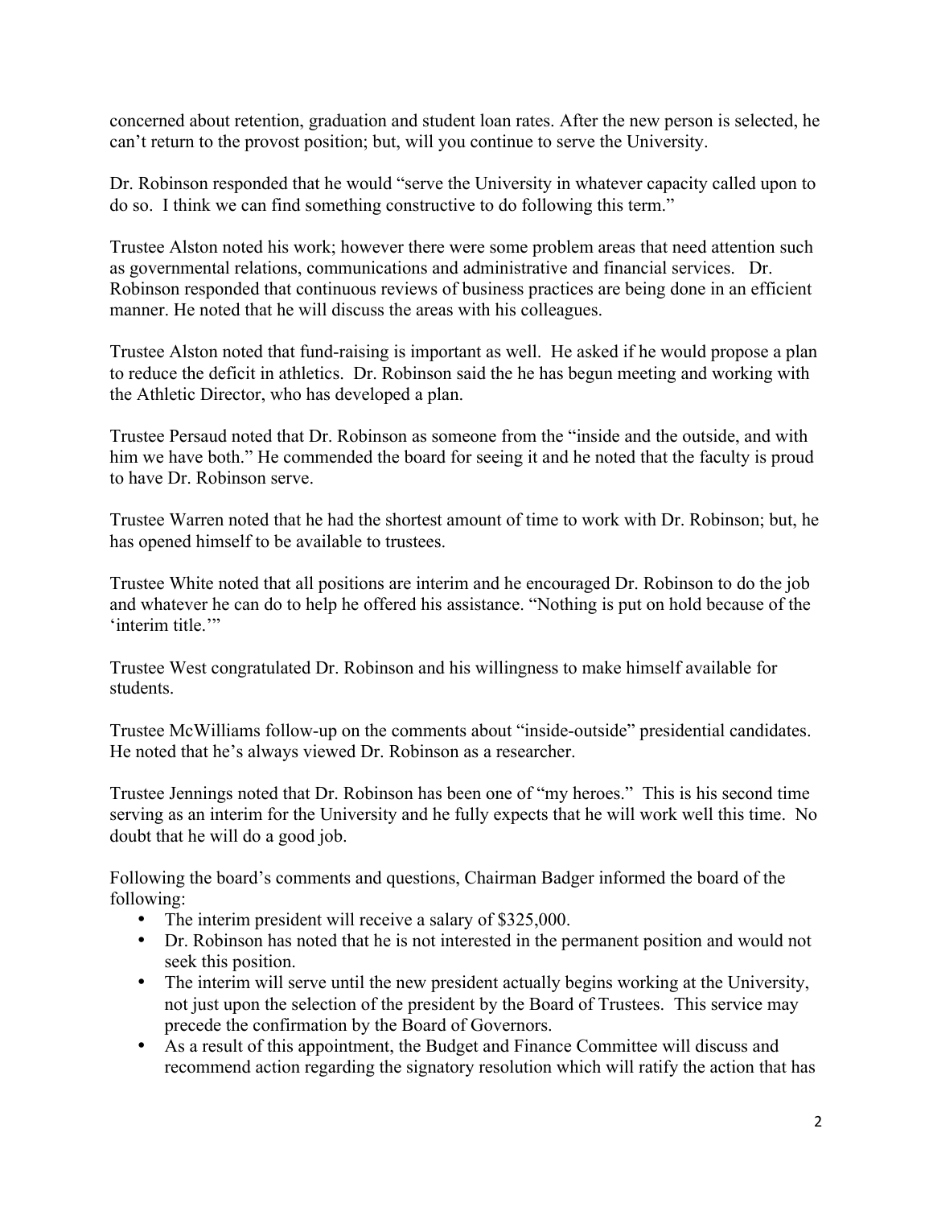concerned about retention, graduation and student loan rates. After the new person is selected, he can't return to the provost position; but, will you continue to serve the University.

Dr. Robinson responded that he would "serve the University in whatever capacity called upon to do so. I think we can find something constructive to do following this term."

Trustee Alston noted his work; however there were some problem areas that need attention such as governmental relations, communications and administrative and financial services. Dr. Robinson responded that continuous reviews of business practices are being done in an efficient manner. He noted that he will discuss the areas with his colleagues.

Trustee Alston noted that fund-raising is important as well. He asked if he would propose a plan to reduce the deficit in athletics. Dr. Robinson said the he has begun meeting and working with the Athletic Director, who has developed a plan.

Trustee Persaud noted that Dr. Robinson as someone from the "inside and the outside, and with him we have both." He commended the board for seeing it and he noted that the faculty is proud to have Dr. Robinson serve.

Trustee Warren noted that he had the shortest amount of time to work with Dr. Robinson; but, he has opened himself to be available to trustees.

Trustee White noted that all positions are interim and he encouraged Dr. Robinson to do the job and whatever he can do to help he offered his assistance. "Nothing is put on hold because of the 'interim title.'"

Trustee West congratulated Dr. Robinson and his willingness to make himself available for students.

Trustee McWilliams follow-up on the comments about "inside-outside" presidential candidates. He noted that he's always viewed Dr. Robinson as a researcher.

Trustee Jennings noted that Dr. Robinson has been one of "my heroes." This is his second time serving as an interim for the University and he fully expects that he will work well this time. No doubt that he will do a good job.

Following the board's comments and questions, Chairman Badger informed the board of the following:

- The interim president will receive a salary of $325,000.
- Dr. Robinson has noted that he is not interested in the permanent position and would not seek this position.
- The interim will serve until the new president actually begins working at the University, not just upon the selection of the president by the Board of Trustees. This service may precede the confirmation by the Board of Governors.
- As a result of this appointment, the Budget and Finance Committee will discuss and recommend action regarding the signatory resolution which will ratify the action that has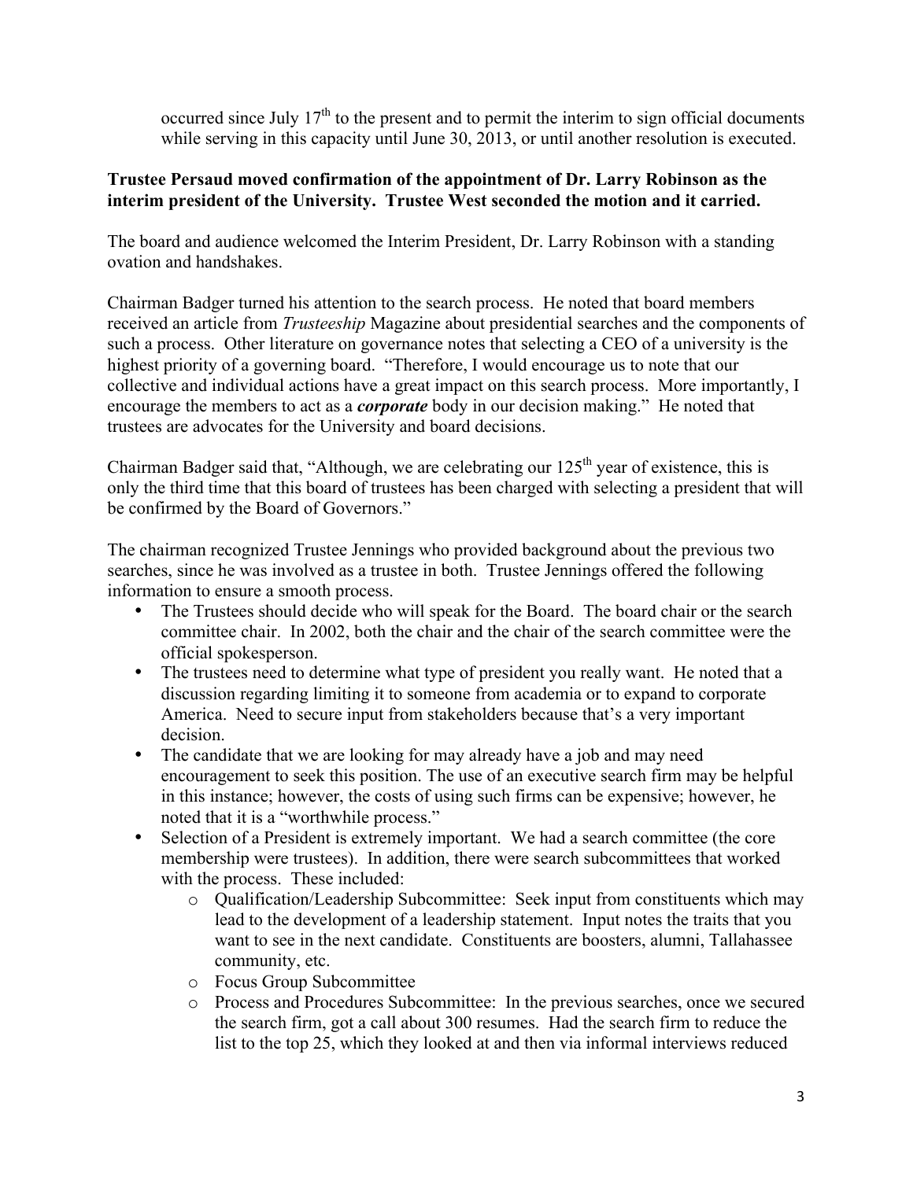occurred since July 17th to the present and to permit the interim to sign official documents while serving in this capacity until June 30, 2013, or until another resolution is executed.

**Trustee Persaud moved confirmation of the appointment of Dr. Larry Robinson as the interim president of the University. Trustee West seconded the motion and it carried.**

The board and audience welcomed the Interim President, Dr. Larry Robinson with a standing ovation and handshakes.

Chairman Badger turned his attention to the search process. He noted that board members received an article from *Trusteeship* Magazine about presidential searches and the components of such a process. Other literature on governance notes that selecting a CEO of a university is the highest priority of a governing board. "Therefore, I would encourage us to note that our collective and individual actions have a great impact on this search process. More importantly, I encourage the members to act as a ***corporate*** body in our decision making." He noted that trustees are advocates for the University and board decisions.

Chairman Badger said that, "Although, we are celebrating our 125th year of existence, this is only the third time that this board of trustees has been charged with selecting a president that will be confirmed by the Board of Governors."

The chairman recognized Trustee Jennings who provided background about the previous two searches, since he was involved as a trustee in both. Trustee Jennings offered the following information to ensure a smooth process.

- The Trustees should decide who will speak for the Board. The board chair or the search committee chair. In 2002, both the chair and the chair of the search committee were the official spokesperson.
- The trustees need to determine what type of president you really want. He noted that a discussion regarding limiting it to someone from academia or to expand to corporate America. Need to secure input from stakeholders because that's a very important decision.
- The candidate that we are looking for may already have a job and may need encouragement to seek this position. The use of an executive search firm may be helpful in this instance; however, the costs of using such firms can be expensive; however, he noted that it is a "worthwhile process."
- Selection of a President is extremely important. We had a search committee (the core membership were trustees). In addition, there were search subcommittees that worked with the process. These included:
  - Qualification/Leadership Subcommittee: Seek input from constituents which may lead to the development of a leadership statement. Input notes the traits that you want to see in the next candidate. Constituents are boosters, alumni, Tallahassee community, etc.
  - Focus Group Subcommittee
  - Process and Procedures Subcommittee: In the previous searches, once we secured the search firm, got a call about 300 resumes. Had the search firm to reduce the list to the top 25, which they looked at and then via informal interviews reduced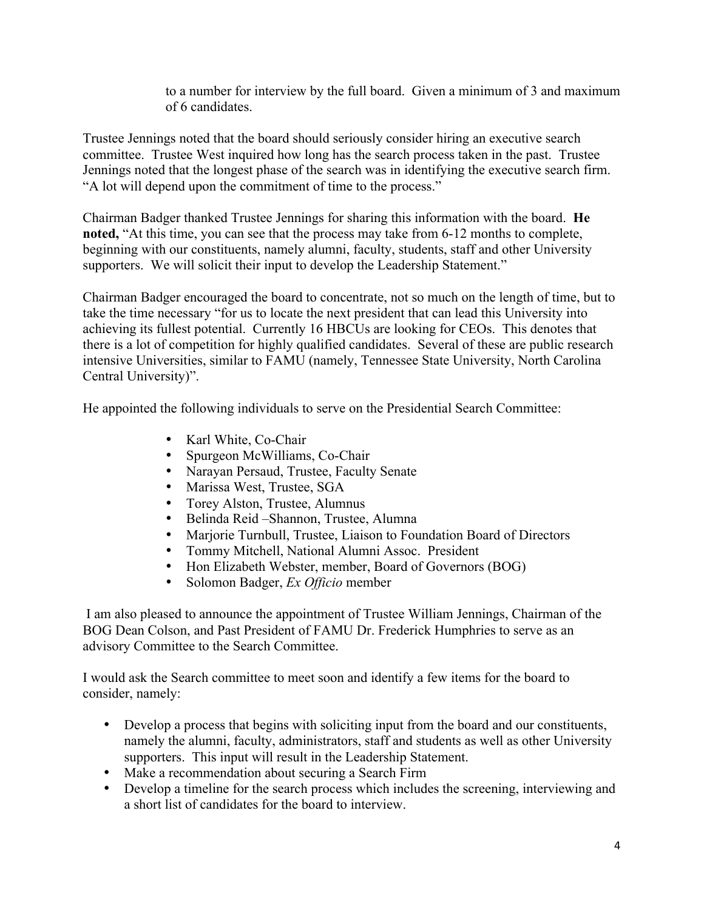to a number for interview by the full board. Given a minimum of 3 and maximum of 6 candidates.

Trustee Jennings noted that the board should seriously consider hiring an executive search committee. Trustee West inquired how long has the search process taken in the past. Trustee Jennings noted that the longest phase of the search was in identifying the executive search firm. "A lot will depend upon the commitment of time to the process."

Chairman Badger thanked Trustee Jennings for sharing this information with the board. **He noted,** "At this time, you can see that the process may take from 6-12 months to complete, beginning with our constituents, namely alumni, faculty, students, staff and other University supporters. We will solicit their input to develop the Leadership Statement."

Chairman Badger encouraged the board to concentrate, not so much on the length of time, but to take the time necessary "for us to locate the next president that can lead this University into achieving its fullest potential. Currently 16 HBCUs are looking for CEOs. This denotes that there is a lot of competition for highly qualified candidates. Several of these are public research intensive Universities, similar to FAMU (namely, Tennessee State University, North Carolina Central University)".

He appointed the following individuals to serve on the Presidential Search Committee:

- Karl White, Co-Chair
- Spurgeon McWilliams, Co-Chair
- Narayan Persaud, Trustee, Faculty Senate
- Marissa West, Trustee, SGA
- Torey Alston, Trustee, Alumnus
- Belinda Reid –Shannon, Trustee, Alumna
- Marjorie Turnbull, Trustee, Liaison to Foundation Board of Directors
- Tommy Mitchell, National Alumni Assoc. President
- Hon Elizabeth Webster, member, Board of Governors (BOG)
- Solomon Badger, *Ex Officio* member

I am also pleased to announce the appointment of Trustee William Jennings, Chairman of the BOG Dean Colson, and Past President of FAMU Dr. Frederick Humphries to serve as an advisory Committee to the Search Committee.

I would ask the Search committee to meet soon and identify a few items for the board to consider, namely:

- Develop a process that begins with soliciting input from the board and our constituents, namely the alumni, faculty, administrators, staff and students as well as other University supporters. This input will result in the Leadership Statement.
- Make a recommendation about securing a Search Firm
- Develop a timeline for the search process which includes the screening, interviewing and a short list of candidates for the board to interview.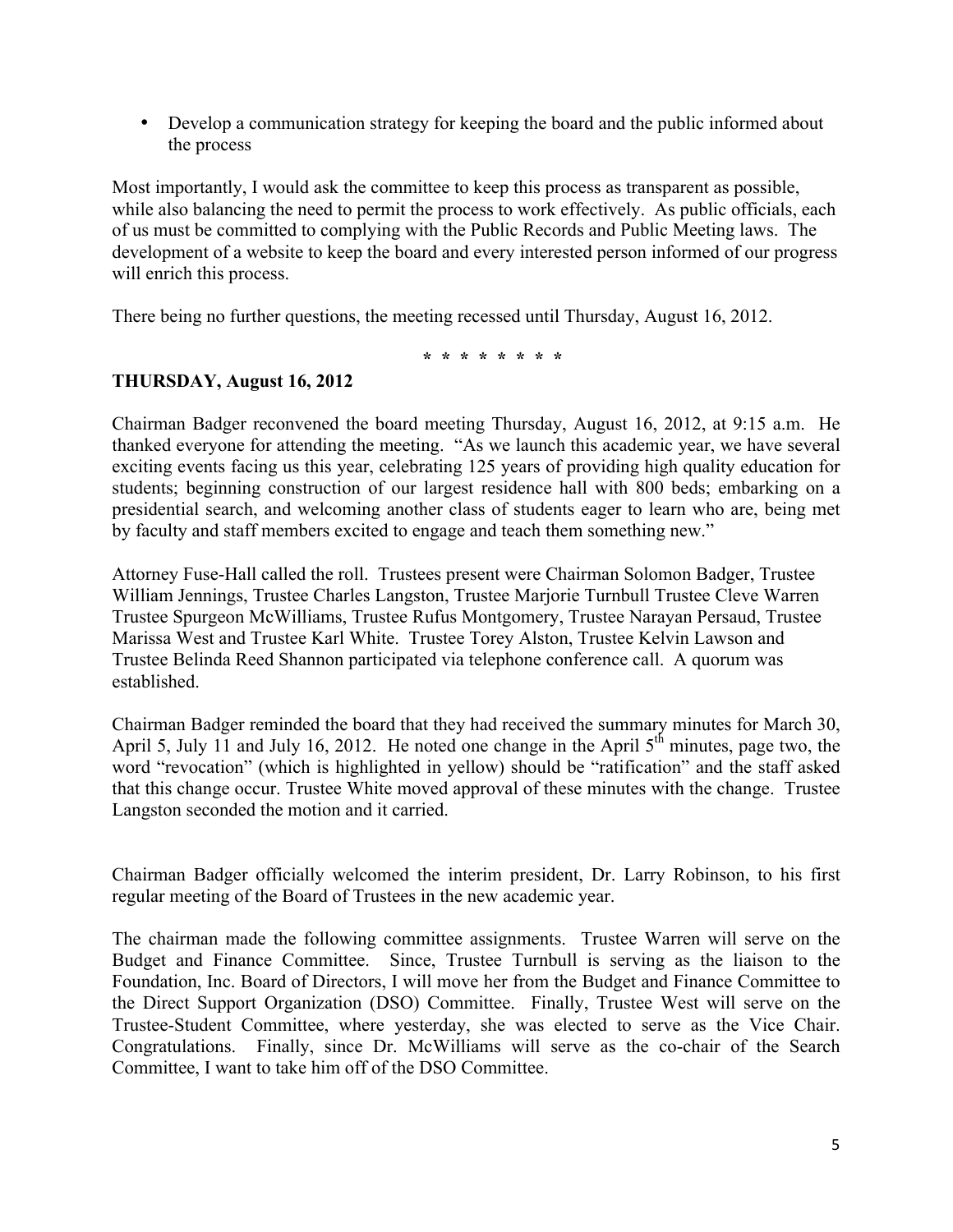- Develop a communication strategy for keeping the board and the public informed about the process

Most importantly, I would ask the committee to keep this process as transparent as possible, while also balancing the need to permit the process to work effectively. As public officials, each of us must be committed to complying with the Public Records and Public Meeting laws. The development of a website to keep the board and every interested person informed of our progress will enrich this process.

There being no further questions, the meeting recessed until Thursday, August 16, 2012.

\* \* \* \* \* \* \* \*

**THURSDAY, August 16, 2012**

Chairman Badger reconvened the board meeting Thursday, August 16, 2012, at 9:15 a.m. He thanked everyone for attending the meeting. "As we launch this academic year, we have several exciting events facing us this year, celebrating 125 years of providing high quality education for students; beginning construction of our largest residence hall with 800 beds; embarking on a presidential search, and welcoming another class of students eager to learn who are, being met by faculty and staff members excited to engage and teach them something new."

Attorney Fuse-Hall called the roll. Trustees present were Chairman Solomon Badger, Trustee William Jennings, Trustee Charles Langston, Trustee Marjorie Turnbull Trustee Cleve Warren Trustee Spurgeon McWilliams, Trustee Rufus Montgomery, Trustee Narayan Persaud, Trustee Marissa West and Trustee Karl White. Trustee Torey Alston, Trustee Kelvin Lawson and Trustee Belinda Reed Shannon participated via telephone conference call. A quorum was established.

Chairman Badger reminded the board that they had received the summary minutes for March 30, April 5, July 11 and July 16, 2012. He noted one change in the April 5th minutes, page two, the word "revocation" (which is highlighted in yellow) should be "ratification" and the staff asked that this change occur. Trustee White moved approval of these minutes with the change. Trustee Langston seconded the motion and it carried.

Chairman Badger officially welcomed the interim president, Dr. Larry Robinson, to his first regular meeting of the Board of Trustees in the new academic year.

The chairman made the following committee assignments. Trustee Warren will serve on the Budget and Finance Committee. Since, Trustee Turnbull is serving as the liaison to the Foundation, Inc. Board of Directors, I will move her from the Budget and Finance Committee to the Direct Support Organization (DSO) Committee. Finally, Trustee West will serve on the Trustee-Student Committee, where yesterday, she was elected to serve as the Vice Chair. Congratulations. Finally, since Dr. McWilliams will serve as the co-chair of the Search Committee, I want to take him off of the DSO Committee.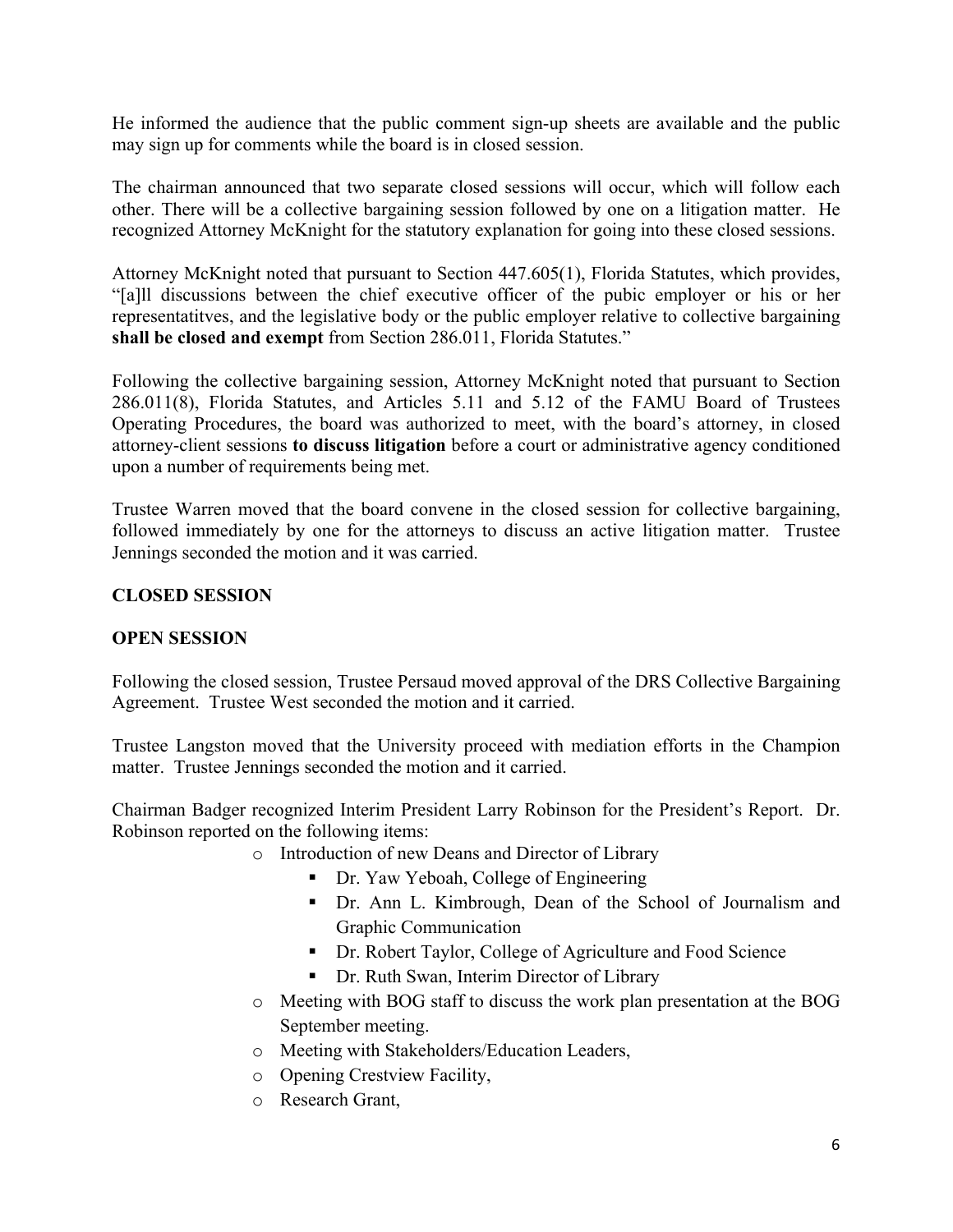He informed the audience that the public comment sign-up sheets are available and the public may sign up for comments while the board is in closed session.

The chairman announced that two separate closed sessions will occur, which will follow each other. There will be a collective bargaining session followed by one on a litigation matter. He recognized Attorney McKnight for the statutory explanation for going into these closed sessions.

Attorney McKnight noted that pursuant to Section 447.605(1), Florida Statutes, which provides, "[a]ll discussions between the chief executive officer of the pubic employer or his or her representatitves, and the legislative body or the public employer relative to collective bargaining **shall be closed and exempt** from Section 286.011, Florida Statutes."

Following the collective bargaining session, Attorney McKnight noted that pursuant to Section 286.011(8), Florida Statutes, and Articles 5.11 and 5.12 of the FAMU Board of Trustees Operating Procedures, the board was authorized to meet, with the board's attorney, in closed attorney-client sessions **to discuss litigation** before a court or administrative agency conditioned upon a number of requirements being met.

Trustee Warren moved that the board convene in the closed session for collective bargaining, followed immediately by one for the attorneys to discuss an active litigation matter. Trustee Jennings seconded the motion and it was carried.

**CLOSED SESSION**

**OPEN SESSION**

Following the closed session, Trustee Persaud moved approval of the DRS Collective Bargaining Agreement. Trustee West seconded the motion and it carried.

Trustee Langston moved that the University proceed with mediation efforts in the Champion matter. Trustee Jennings seconded the motion and it carried.

Chairman Badger recognized Interim President Larry Robinson for the President's Report. Dr. Robinson reported on the following items:

- Introduction of new Deans and Director of Library
  - Dr. Yaw Yeboah, College of Engineering
  - Dr. Ann L. Kimbrough, Dean of the School of Journalism and Graphic Communication
  - Dr. Robert Taylor, College of Agriculture and Food Science
  - Dr. Ruth Swan, Interim Director of Library
- Meeting with BOG staff to discuss the work plan presentation at the BOG September meeting.
- Meeting with Stakeholders/Education Leaders,
- Opening Crestview Facility,
- Research Grant,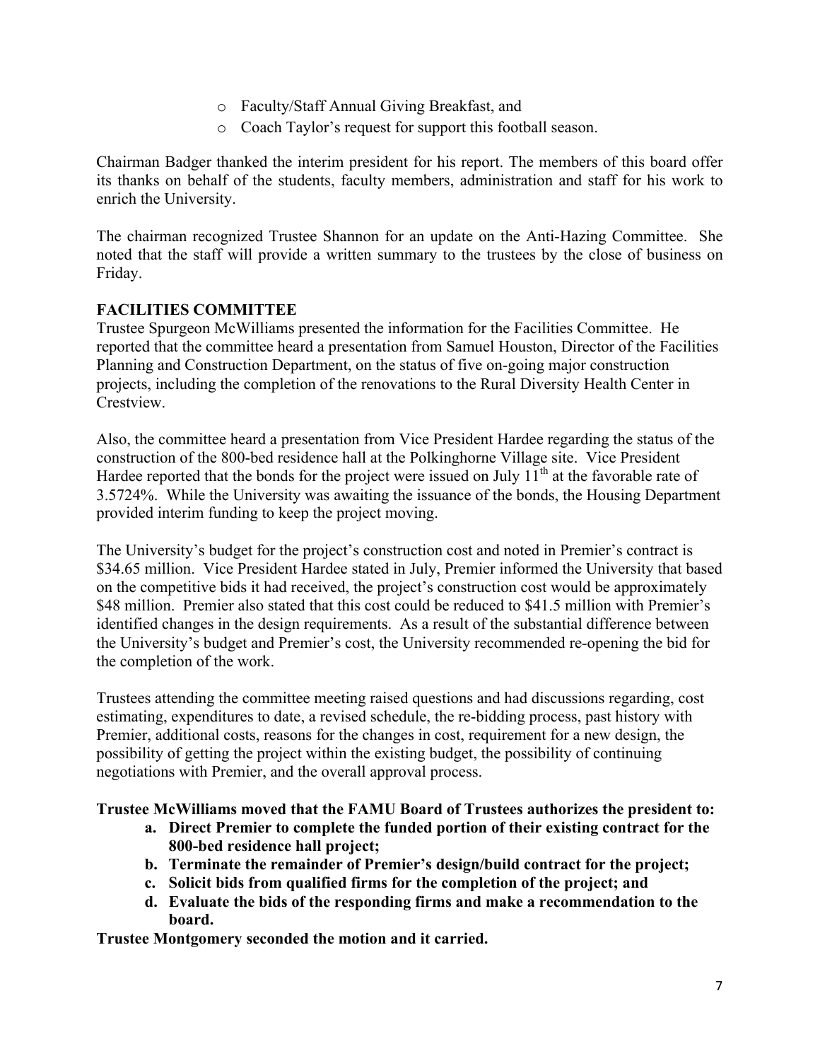- Faculty/Staff Annual Giving Breakfast, and
- Coach Taylor's request for support this football season.

Chairman Badger thanked the interim president for his report. The members of this board offer its thanks on behalf of the students, faculty members, administration and staff for his work to enrich the University.

The chairman recognized Trustee Shannon for an update on the Anti-Hazing Committee. She noted that the staff will provide a written summary to the trustees by the close of business on Friday.

## FACILITIES COMMITTEE

Trustee Spurgeon McWilliams presented the information for the Facilities Committee. He reported that the committee heard a presentation from Samuel Houston, Director of the Facilities Planning and Construction Department, on the status of five on-going major construction projects, including the completion of the renovations to the Rural Diversity Health Center in Crestview.

Also, the committee heard a presentation from Vice President Hardee regarding the status of the construction of the 800-bed residence hall at the Polkinghorne Village site. Vice President Hardee reported that the bonds for the project were issued on July 11th at the favorable rate of 3.5724%. While the University was awaiting the issuance of the bonds, the Housing Department provided interim funding to keep the project moving.

The University's budget for the project's construction cost and noted in Premier's contract is $34.65 million. Vice President Hardee stated in July, Premier informed the University that based on the competitive bids it had received, the project's construction cost would be approximately $48 million. Premier also stated that this cost could be reduced to $41.5 million with Premier's identified changes in the design requirements. As a result of the substantial difference between the University's budget and Premier's cost, the University recommended re-opening the bid for the completion of the work.

Trustees attending the committee meeting raised questions and had discussions regarding, cost estimating, expenditures to date, a revised schedule, the re-bidding process, past history with Premier, additional costs, reasons for the changes in cost, requirement for a new design, the possibility of getting the project within the existing budget, the possibility of continuing negotiations with Premier, and the overall approval process.

**Trustee McWilliams moved that the FAMU Board of Trustees authorizes the president to:**

- **a. Direct Premier to complete the funded portion of their existing contract for the 800-bed residence hall project;**
- **b. Terminate the remainder of Premier's design/build contract for the project;**
- **c. Solicit bids from qualified firms for the completion of the project; and**
- **d. Evaluate the bids of the responding firms and make a recommendation to the board.**

**Trustee Montgomery seconded the motion and it carried.**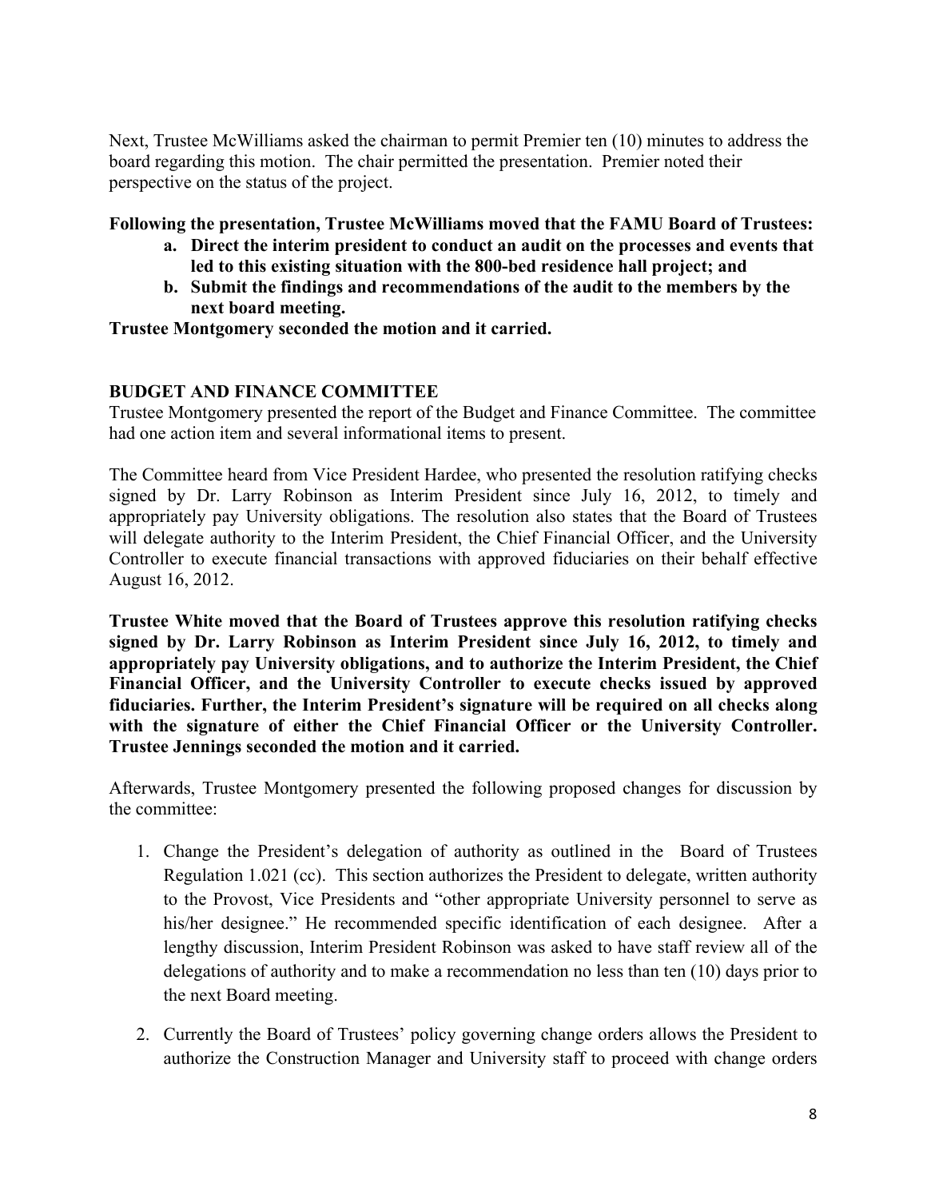Next, Trustee McWilliams asked the chairman to permit Premier ten (10) minutes to address the board regarding this motion. The chair permitted the presentation. Premier noted their perspective on the status of the project.

**Following the presentation, Trustee McWilliams moved that the FAMU Board of Trustees:**

- **a. Direct the interim president to conduct an audit on the processes and events that led to this existing situation with the 800-bed residence hall project; and**
- **b. Submit the findings and recommendations of the audit to the members by the next board meeting.**

**Trustee Montgomery seconded the motion and it carried.**

## BUDGET AND FINANCE COMMITTEE

Trustee Montgomery presented the report of the Budget and Finance Committee. The committee had one action item and several informational items to present.

The Committee heard from Vice President Hardee, who presented the resolution ratifying checks signed by Dr. Larry Robinson as Interim President since July 16, 2012, to timely and appropriately pay University obligations. The resolution also states that the Board of Trustees will delegate authority to the Interim President, the Chief Financial Officer, and the University Controller to execute financial transactions with approved fiduciaries on their behalf effective August 16, 2012.

**Trustee White moved that the Board of Trustees approve this resolution ratifying checks signed by Dr. Larry Robinson as Interim President since July 16, 2012, to timely and appropriately pay University obligations, and to authorize the Interim President, the Chief Financial Officer, and the University Controller to execute checks issued by approved fiduciaries. Further, the Interim President's signature will be required on all checks along with the signature of either the Chief Financial Officer or the University Controller. Trustee Jennings seconded the motion and it carried.**

Afterwards, Trustee Montgomery presented the following proposed changes for discussion by the committee:

1. Change the President's delegation of authority as outlined in the Board of Trustees Regulation 1.021 (cc). This section authorizes the President to delegate, written authority to the Provost, Vice Presidents and "other appropriate University personnel to serve as his/her designee." He recommended specific identification of each designee. After a lengthy discussion, Interim President Robinson was asked to have staff review all of the delegations of authority and to make a recommendation no less than ten (10) days prior to the next Board meeting.

2. Currently the Board of Trustees' policy governing change orders allows the President to authorize the Construction Manager and University staff to proceed with change orders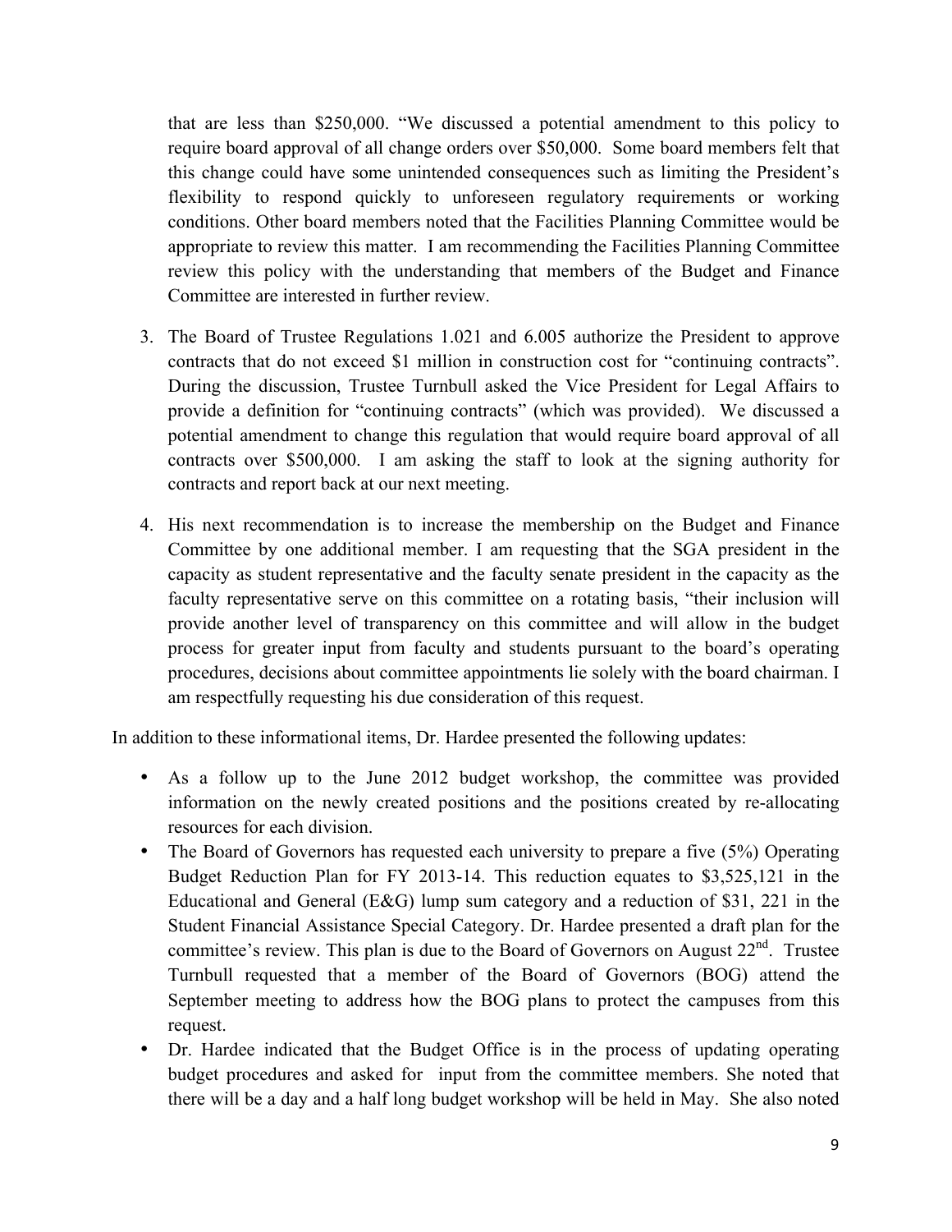that are less than $250,000. "We discussed a potential amendment to this policy to require board approval of all change orders over $50,000. Some board members felt that this change could have some unintended consequences such as limiting the President's flexibility to respond quickly to unforeseen regulatory requirements or working conditions. Other board members noted that the Facilities Planning Committee would be appropriate to review this matter. I am recommending the Facilities Planning Committee review this policy with the understanding that members of the Budget and Finance Committee are interested in further review.

3. The Board of Trustee Regulations 1.021 and 6.005 authorize the President to approve contracts that do not exceed $1 million in construction cost for "continuing contracts". During the discussion, Trustee Turnbull asked the Vice President for Legal Affairs to provide a definition for "continuing contracts" (which was provided). We discussed a potential amendment to change this regulation that would require board approval of all contracts over $500,000. I am asking the staff to look at the signing authority for contracts and report back at our next meeting.

4. His next recommendation is to increase the membership on the Budget and Finance Committee by one additional member. I am requesting that the SGA president in the capacity as student representative and the faculty senate president in the capacity as the faculty representative serve on this committee on a rotating basis, "their inclusion will provide another level of transparency on this committee and will allow in the budget process for greater input from faculty and students pursuant to the board's operating procedures, decisions about committee appointments lie solely with the board chairman. I am respectfully requesting his due consideration of this request.

In addition to these informational items, Dr. Hardee presented the following updates:

- As a follow up to the June 2012 budget workshop, the committee was provided information on the newly created positions and the positions created by re-allocating resources for each division.
- The Board of Governors has requested each university to prepare a five (5%) Operating Budget Reduction Plan for FY 2013-14. This reduction equates to $3,525,121 in the Educational and General (E&G) lump sum category and a reduction of $31, 221 in the Student Financial Assistance Special Category. Dr. Hardee presented a draft plan for the committee's review. This plan is due to the Board of Governors on August 22nd. Trustee Turnbull requested that a member of the Board of Governors (BOG) attend the September meeting to address how the BOG plans to protect the campuses from this request.
- Dr. Hardee indicated that the Budget Office is in the process of updating operating budget procedures and asked for input from the committee members. She noted that there will be a day and a half long budget workshop will be held in May. She also noted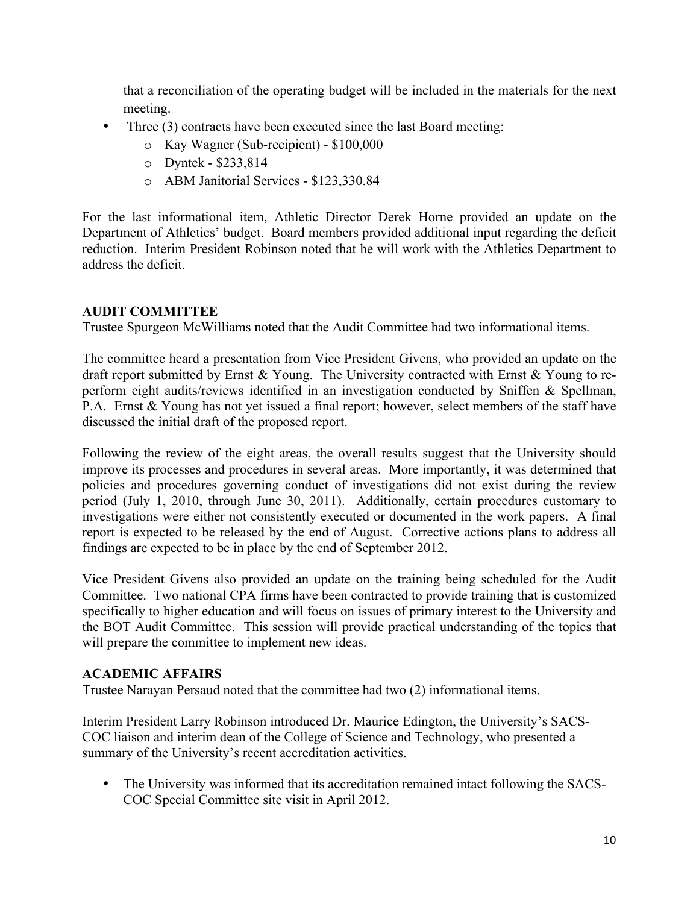that a reconciliation of the operating budget will be included in the materials for the next meeting.

- Three (3) contracts have been executed since the last Board meeting:
    - Kay Wagner (Sub-recipient) - $100,000
    - Dyntek - $233,814
    - ABM Janitorial Services - $123,330.84

For the last informational item, Athletic Director Derek Horne provided an update on the Department of Athletics' budget. Board members provided additional input regarding the deficit reduction. Interim President Robinson noted that he will work with the Athletics Department to address the deficit.

**AUDIT COMMITTEE**

Trustee Spurgeon McWilliams noted that the Audit Committee had two informational items.

The committee heard a presentation from Vice President Givens, who provided an update on the draft report submitted by Ernst & Young. The University contracted with Ernst & Young to re-perform eight audits/reviews identified in an investigation conducted by Sniffen & Spellman, P.A. Ernst & Young has not yet issued a final report; however, select members of the staff have discussed the initial draft of the proposed report.

Following the review of the eight areas, the overall results suggest that the University should improve its processes and procedures in several areas. More importantly, it was determined that policies and procedures governing conduct of investigations did not exist during the review period (July 1, 2010, through June 30, 2011). Additionally, certain procedures customary to investigations were either not consistently executed or documented in the work papers. A final report is expected to be released by the end of August. Corrective actions plans to address all findings are expected to be in place by the end of September 2012.

Vice President Givens also provided an update on the training being scheduled for the Audit Committee. Two national CPA firms have been contracted to provide training that is customized specifically to higher education and will focus on issues of primary interest to the University and the BOT Audit Committee. This session will provide practical understanding of the topics that will prepare the committee to implement new ideas.

**ACADEMIC AFFAIRS**

Trustee Narayan Persaud noted that the committee had two (2) informational items.

Interim President Larry Robinson introduced Dr. Maurice Edington, the University's SACS-COC liaison and interim dean of the College of Science and Technology, who presented a summary of the University's recent accreditation activities.

- The University was informed that its accreditation remained intact following the SACS-COC Special Committee site visit in April 2012.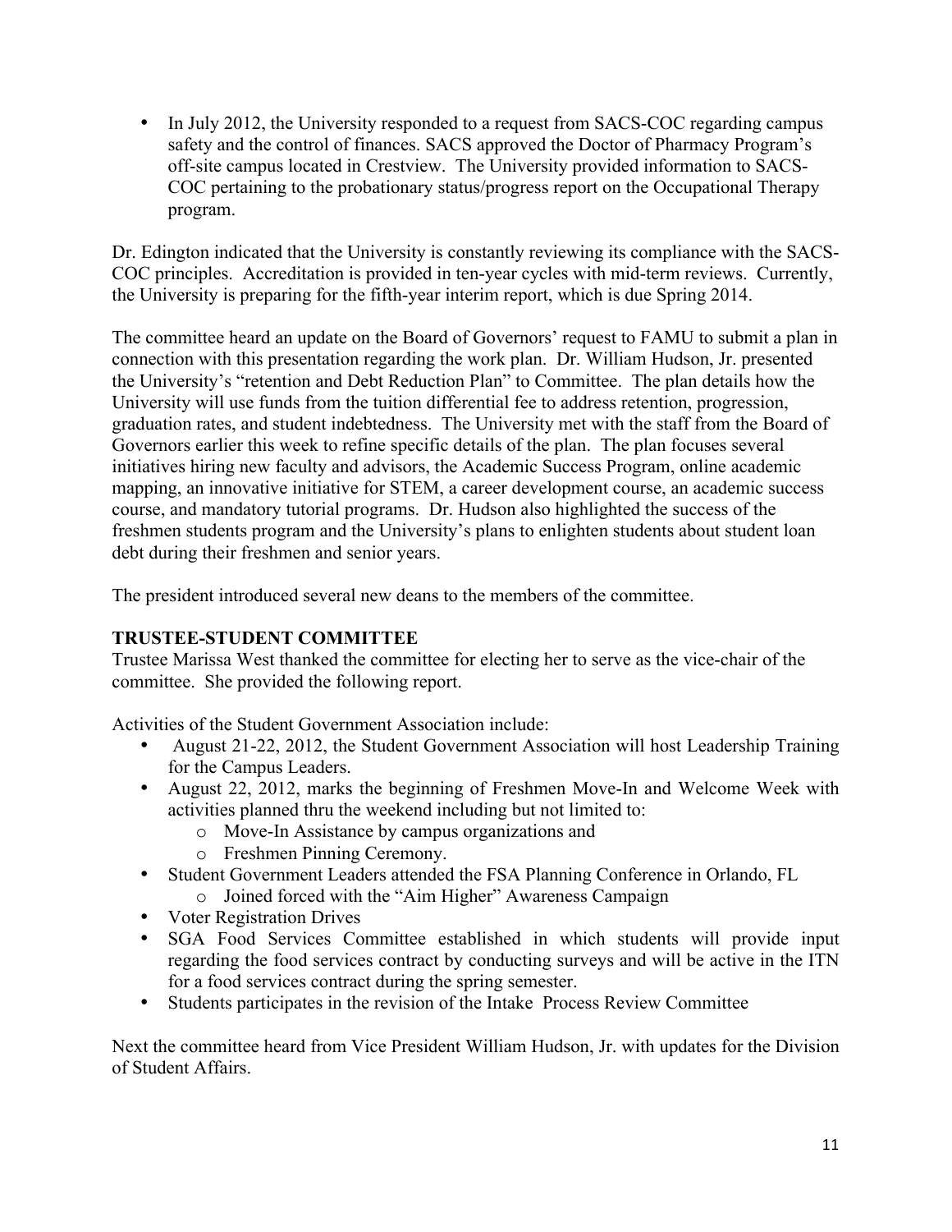- In July 2012, the University responded to a request from SACS-COC regarding campus safety and the control of finances. SACS approved the Doctor of Pharmacy Program's off-site campus located in Crestview. The University provided information to SACS-COC pertaining to the probationary status/progress report on the Occupational Therapy program.

Dr. Edington indicated that the University is constantly reviewing its compliance with the SACS-COC principles. Accreditation is provided in ten-year cycles with mid-term reviews. Currently, the University is preparing for the fifth-year interim report, which is due Spring 2014.

The committee heard an update on the Board of Governors' request to FAMU to submit a plan in connection with this presentation regarding the work plan. Dr. William Hudson, Jr. presented the University's "retention and Debt Reduction Plan" to Committee. The plan details how the University will use funds from the tuition differential fee to address retention, progression, graduation rates, and student indebtedness. The University met with the staff from the Board of Governors earlier this week to refine specific details of the plan. The plan focuses several initiatives hiring new faculty and advisors, the Academic Success Program, online academic mapping, an innovative initiative for STEM, a career development course, an academic success course, and mandatory tutorial programs. Dr. Hudson also highlighted the success of the freshmen students program and the University's plans to enlighten students about student loan debt during their freshmen and senior years.

The president introduced several new deans to the members of the committee.

**TRUSTEE-STUDENT COMMITTEE**

Trustee Marissa West thanked the committee for electing her to serve as the vice-chair of the committee. She provided the following report.

Activities of the Student Government Association include:

- August 21-22, 2012, the Student Government Association will host Leadership Training for the Campus Leaders.
- August 22, 2012, marks the beginning of Freshmen Move-In and Welcome Week with activities planned thru the weekend including but not limited to:
    - Move-In Assistance by campus organizations and
    - Freshmen Pinning Ceremony.
- Student Government Leaders attended the FSA Planning Conference in Orlando, FL
    - Joined forced with the "Aim Higher" Awareness Campaign
- Voter Registration Drives
- SGA Food Services Committee established in which students will provide input regarding the food services contract by conducting surveys and will be active in the ITN for a food services contract during the spring semester.
- Students participates in the revision of the Intake Process Review Committee

Next the committee heard from Vice President William Hudson, Jr. with updates for the Division of Student Affairs.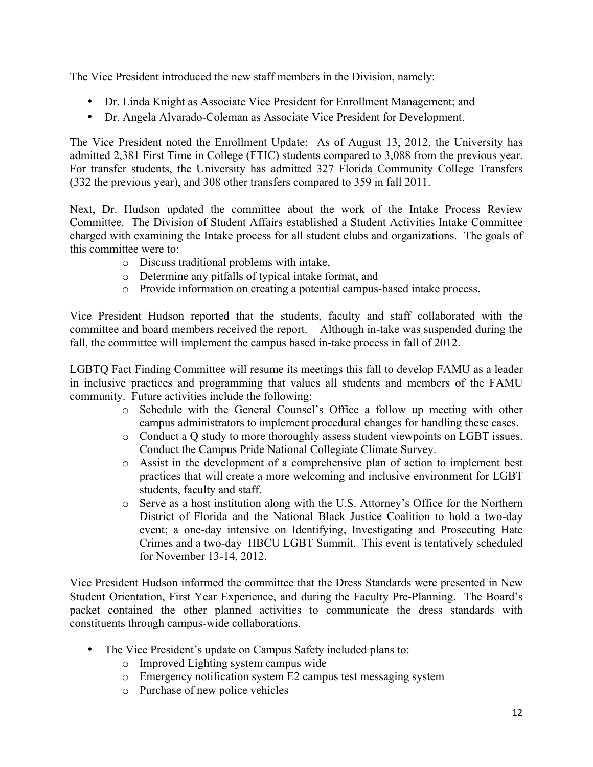The Vice President introduced the new staff members in the Division, namely:

- Dr. Linda Knight as Associate Vice President for Enrollment Management; and
- Dr. Angela Alvarado-Coleman as Associate Vice President for Development.

The Vice President noted the Enrollment Update: As of August 13, 2012, the University has admitted 2,381 First Time in College (FTIC) students compared to 3,088 from the previous year. For transfer students, the University has admitted 327 Florida Community College Transfers (332 the previous year), and 308 other transfers compared to 359 in fall 2011.

Next, Dr. Hudson updated the committee about the work of the Intake Process Review Committee. The Division of Student Affairs established a Student Activities Intake Committee charged with examining the Intake process for all student clubs and organizations. The goals of this committee were to:

- Discuss traditional problems with intake,
- Determine any pitfalls of typical intake format, and
- Provide information on creating a potential campus-based intake process.

Vice President Hudson reported that the students, faculty and staff collaborated with the committee and board members received the report. Although in-take was suspended during the fall, the committee will implement the campus based in-take process in fall of 2012.

LGBTQ Fact Finding Committee will resume its meetings this fall to develop FAMU as a leader in inclusive practices and programming that values all students and members of the FAMU community. Future activities include the following:

- Schedule with the General Counsel's Office a follow up meeting with other campus administrators to implement procedural changes for handling these cases.
- Conduct a Q study to more thoroughly assess student viewpoints on LGBT issues. Conduct the Campus Pride National Collegiate Climate Survey.
- Assist in the development of a comprehensive plan of action to implement best practices that will create a more welcoming and inclusive environment for LGBT students, faculty and staff.
- Serve as a host institution along with the U.S. Attorney's Office for the Northern District of Florida and the National Black Justice Coalition to hold a two-day event; a one-day intensive on Identifying, Investigating and Prosecuting Hate Crimes and a two-day HBCU LGBT Summit. This event is tentatively scheduled for November 13-14, 2012.

Vice President Hudson informed the committee that the Dress Standards were presented in New Student Orientation, First Year Experience, and during the Faculty Pre-Planning. The Board's packet contained the other planned activities to communicate the dress standards with constituents through campus-wide collaborations.

- The Vice President's update on Campus Safety included plans to:
  - Improved Lighting system campus wide
  - Emergency notification system E2 campus test messaging system
  - Purchase of new police vehicles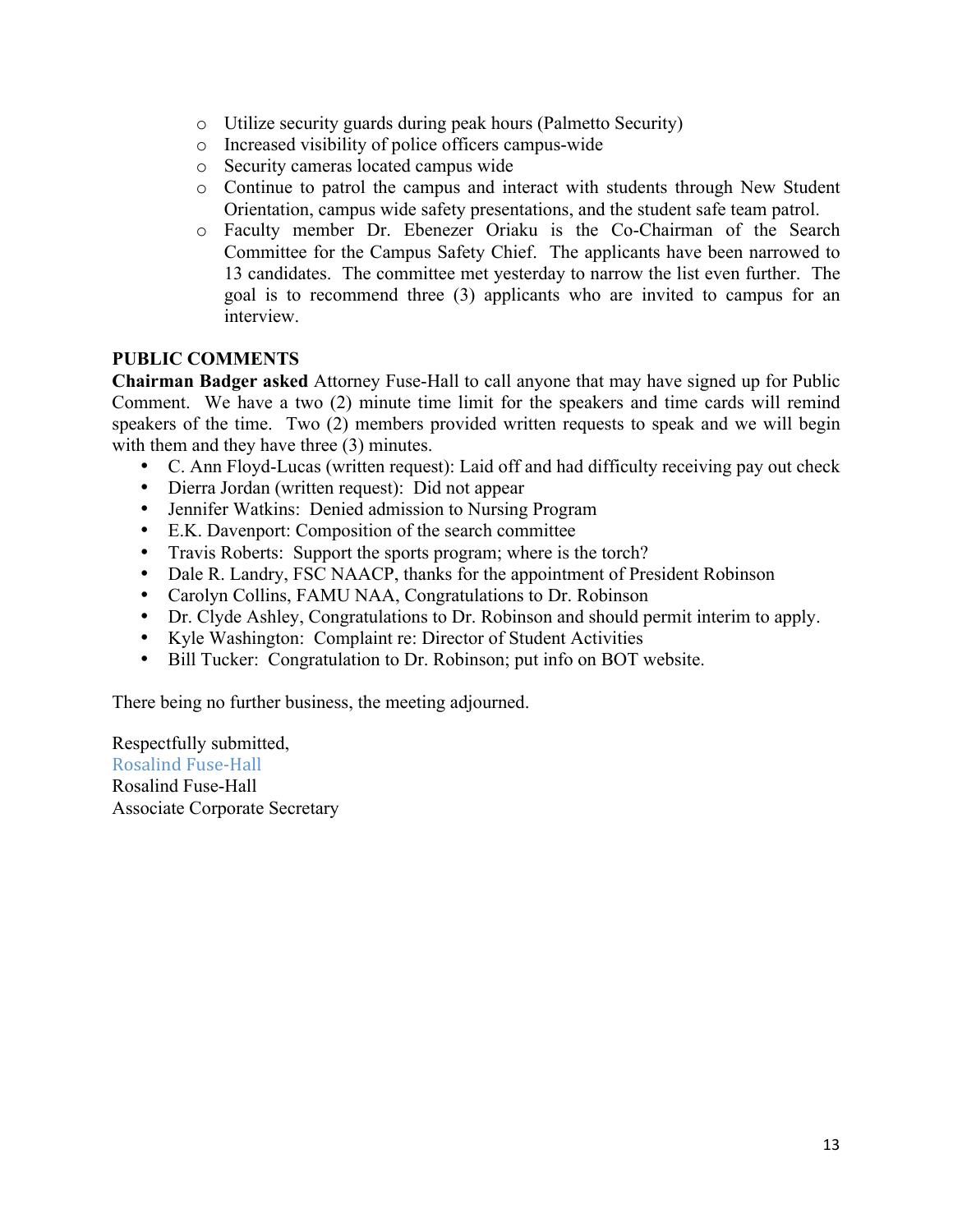- Utilize security guards during peak hours (Palmetto Security)
- Increased visibility of police officers campus-wide
- Security cameras located campus wide
- Continue to patrol the campus and interact with students through New Student Orientation, campus wide safety presentations, and the student safe team patrol.
- Faculty member Dr. Ebenezer Oriaku is the Co-Chairman of the Search Committee for the Campus Safety Chief. The applicants have been narrowed to 13 candidates. The committee met yesterday to narrow the list even further. The goal is to recommend three (3) applicants who are invited to campus for an interview.

**PUBLIC COMMENTS**

**Chairman Badger asked** Attorney Fuse-Hall to call anyone that may have signed up for Public Comment. We have a two (2) minute time limit for the speakers and time cards will remind speakers of the time. Two (2) members provided written requests to speak and we will begin with them and they have three (3) minutes.

- C. Ann Floyd-Lucas (written request): Laid off and had difficulty receiving pay out check
- Dierra Jordan (written request): Did not appear
- Jennifer Watkins: Denied admission to Nursing Program
- E.K. Davenport: Composition of the search committee
- Travis Roberts: Support the sports program; where is the torch?
- Dale R. Landry, FSC NAACP, thanks for the appointment of President Robinson
- Carolyn Collins, FAMU NAA, Congratulations to Dr. Robinson
- Dr. Clyde Ashley, Congratulations to Dr. Robinson and should permit interim to apply.
- Kyle Washington: Complaint re: Director of Student Activities
- Bill Tucker: Congratulation to Dr. Robinson; put info on BOT website.

There being no further business, the meeting adjourned.

Respectfully submitted,
Rosalind Fuse-Hall
Rosalind Fuse-Hall
Associate Corporate Secretary